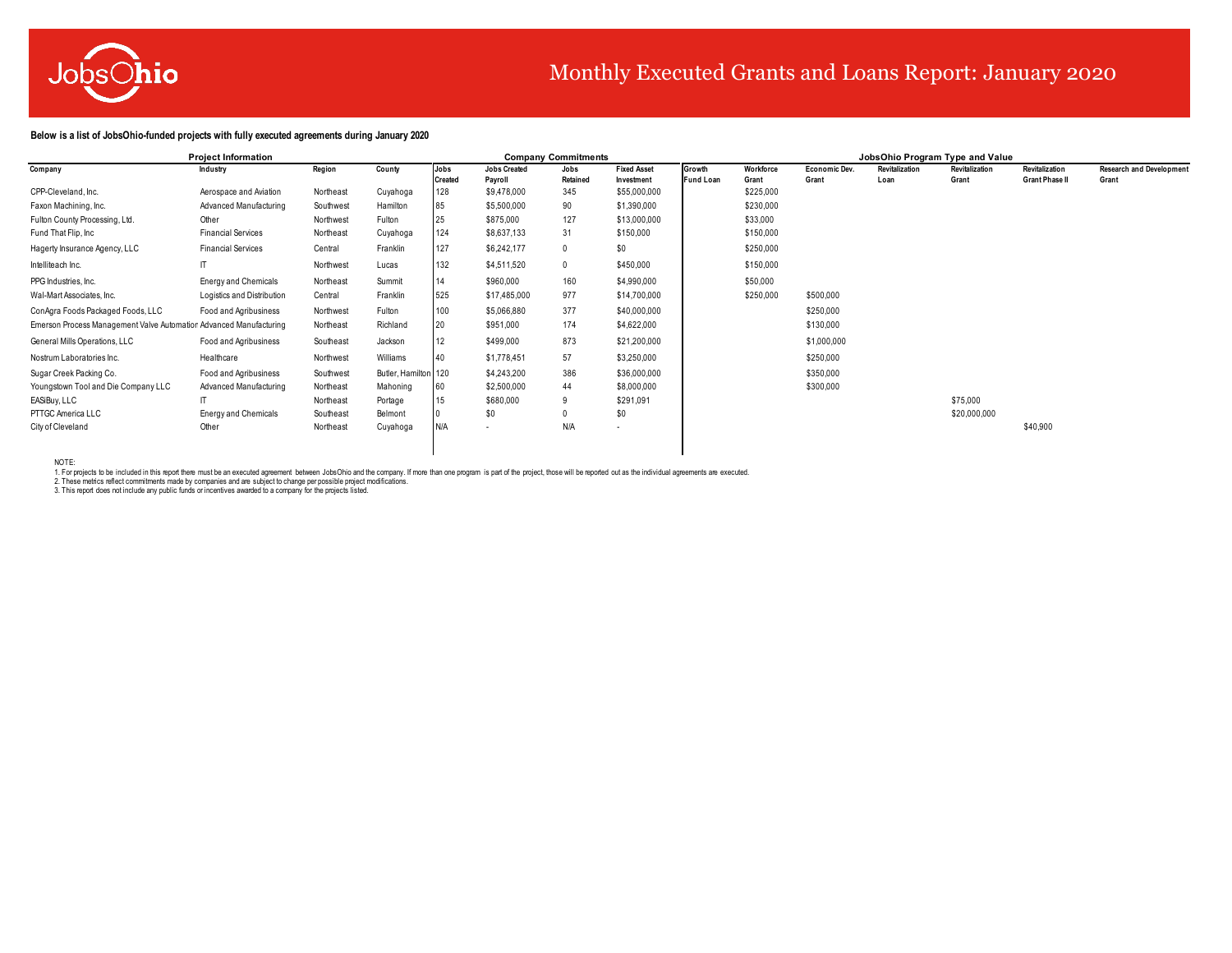# Monthly Executed Grants and Loans Report: January 2020

**Below is a list of JobsOhio-funded projects with fully executed agreements during January 2020**

| Project Information | | | | Company Commitments | | | | JobsOhio Program Type and Value | | | | | | |
|---|---|---|---|---|---|---|---|---|---|---|---|---|---|---|
| Company | Industry | Region | County | Jobs Created | Jobs Created Payroll | Jobs Retained | Fixed Asset Investment | Growth Fund Loan | Workforce Grant | Economic Dev. Grant | Revitalization Loan | Revitalization Grant | Revitalization Grant Phase II | Research and Development Grant |
| CPP-Cleveland, Inc. | Aerospace and Aviation | Northeast | Cuyahoga | 128 | $9,478,000 | 345 | $55,000,000 | | $225,000 | | | | | |
| Faxon Machining, Inc. | Advanced Manufacturing | Southwest | Hamilton | 85 | $5,500,000 | 90 | $1,390,000 | | $230,000 | | | | | |
| Fulton County Processing, Ltd. | Other | Northwest | Fulton | 25 | $875,000 | 127 | $13,000,000 | | $33,000 | | | | | |
| Fund That Flip, Inc | Financial Services | Northeast | Cuyahoga | 124 | $8,637,133 | 31 | $150,000 | | $150,000 | | | | | |
| Hagerty Insurance Agency, LLC | Financial Services | Central | Franklin | 127 | $6,242,177 | 0 | $0 | | $250,000 | | | | | |
| Intelliteach Inc. | IT | Northwest | Lucas | 132 | $4,511,520 | 0 | $450,000 | | $150,000 | | | | | |
| PPG Industries, Inc. | Energy and Chemicals | Northeast | Summit | 14 | $960,000 | 160 | $4,990,000 | | $50,000 | | | | | |
| Wal-Mart Associates, Inc. | Logistics and Distribution | Central | Franklin | 525 | $17,485,000 | 977 | $14,700,000 | | $250,000 | $500,000 | | | | |
| ConAgra Foods Packaged Foods, LLC | Food and Agribusiness | Northwest | Fulton | 100 | $5,066,880 | 377 | $40,000,000 | | | $250,000 | | | | |
| Emerson Process Management Valve Automation | Advanced Manufacturing | Northeast | Richland | 20 | $951,000 | 174 | $4,622,000 | | | $130,000 | | | | |
| General Mills Operations, LLC | Food and Agribusiness | Southeast | Jackson | 12 | $499,000 | 873 | $21,200,000 | | | $1,000,000 | | | | |
| Nostrum Laboratories Inc. | Healthcare | Northwest | Williams | 40 | $1,778,451 | 57 | $3,250,000 | | | $250,000 | | | | |
| Sugar Creek Packing Co. | Food and Agribusiness | Southwest | Butler, Hamilton | 120 | $4,243,200 | 386 | $36,000,000 | | | $350,000 | | | | |
| Youngstown Tool and Die Company LLC | Advanced Manufacturing | Northeast | Mahoning | 60 | $2,500,000 | 44 | $8,000,000 | | | $300,000 | | | | |
| EASiBuy, LLC | IT | Northeast | Portage | 15 | $680,000 | 9 | $291,091 | | | | | $75,000 | | |
| PTTGC America LLC | Energy and Chemicals | Southeast | Belmont | 0 | $0 | 0 | $0 | | | | | $20,000,000 | | |
| City of Cleveland | Other | Northeast | Cuyahoga | N/A | - | N/A | - | | | | | | $40,900 | |

NOTE:

1. For projects to be included in this report there must be an executed agreement between JobsOhio and the company. If more than one program is part of the project, those will be reported out as the individual agreements are executed.
2. These metrics reflect commitments made by companies and are subject to change per possible project modifications.
3. This report does not include any public funds or incentives awarded to a company for the projects listed.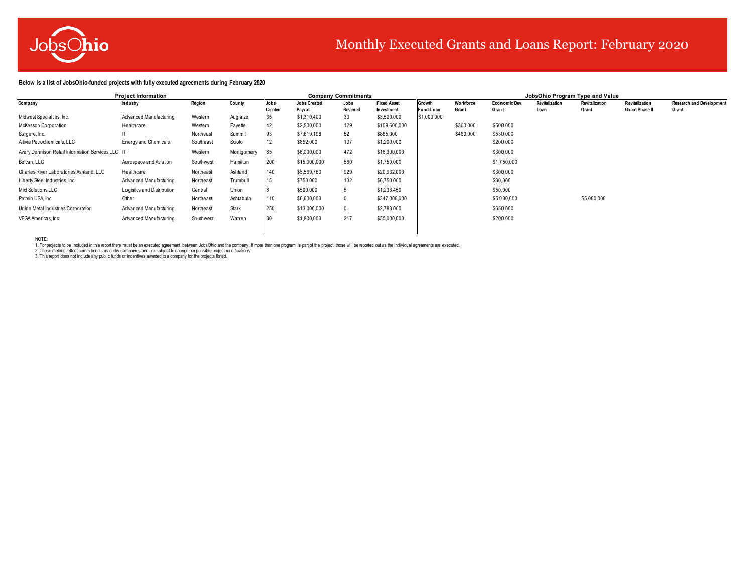# Monthly Executed Grants and Loans Report: February 2020

**Below is a list of JobsOhio-funded projects with fully executed agreements during February 2020**

| Project Information | | | | Company Commitments | | | | JobsOhio Program Type and Value | | | | | | |
|---|---|---|---|---|---|---|---|---|---|---|---|---|---|---|
| Company | Industry | Region | County | Jobs Created | Jobs Created Payroll | Jobs Retained | Fixed Asset Investment | Growth Fund Loan | Workforce Grant | Economic Dev. Grant | Revitalization Loan | Revitalization Grant | Revitalization Grant Phase II | Research and Development Grant |
| Midwest Specialties, Inc. | Advanced Manufacturing | Western | Auglaize | 35 | $1,310,400 | 30 | $3,500,000 | $1,000,000 | | | | | | |
| McKesson Corporation | Healthcare | Western | Fayette | 42 | $2,500,000 | 129 | $109,600,000 | | $300,000 | $500,000 | | | | |
| Surgere, Inc. | IT | Northeast | Summit | 93 | $7,619,196 | 52 | $885,000 | | $480,000 | $530,000 | | | | |
| Altivia Petrochemicals, LLC | Energy and Chemicals | Southeast | Scioto | 12 | $852,000 | 137 | $1,200,000 | | | $200,000 | | | | |
| Avery Dennison Retail Information Services LLC | IT | Western | Montgomery | 65 | $6,000,000 | 472 | $18,300,000 | | | $300,000 | | | | |
| Belcan, LLC | Aerospace and Aviation | Southwest | Hamilton | 200 | $15,000,000 | 560 | $1,750,000 | | | $1,750,000 | | | | |
| Charles River Laboratories Ashland, LLC | Healthcare | Northeast | Ashland | 140 | $5,569,760 | 929 | $20,932,000 | | | $300,000 | | | | |
| Liberty Steel Industries, Inc. | Advanced Manufacturing | Northeast | Trumbull | 15 | $750,000 | 132 | $6,750,000 | | | $30,000 | | | | |
| Mixt Solutions LLC | Logistics and Distribution | Central | Union | 8 | $500,000 | 5 | $1,233,450 | | | $50,000 | | | | |
| Petmin USA, Inc. | Other | Northeast | Ashtabula | 110 | $6,600,000 | 0 | $347,000,000 | | | $5,000,000 | | $5,000,000 | | |
| Union Metal Industries Corporation | Advanced Manufacturing | Northeast | Stark | 250 | $13,000,000 | 0 | $2,788,000 | | | $650,000 | | | | |
| VEGA Americas, Inc. | Advanced Manufacturing | Southwest | Warren | 30 | $1,800,000 | 217 | $55,000,000 | | | $200,000 | | | | |

NOTE:
1. For projects to be included in this report there must be an executed agreement between JobsOhio and the company. If more than one program is part of the project, those will be reported out as the individual agreements are executed.
2. These metrics reflect commitments made by companies and are subject to change per possible project modifications.
3. This report does not include any public funds or incentives awarded to a company for the projects listed.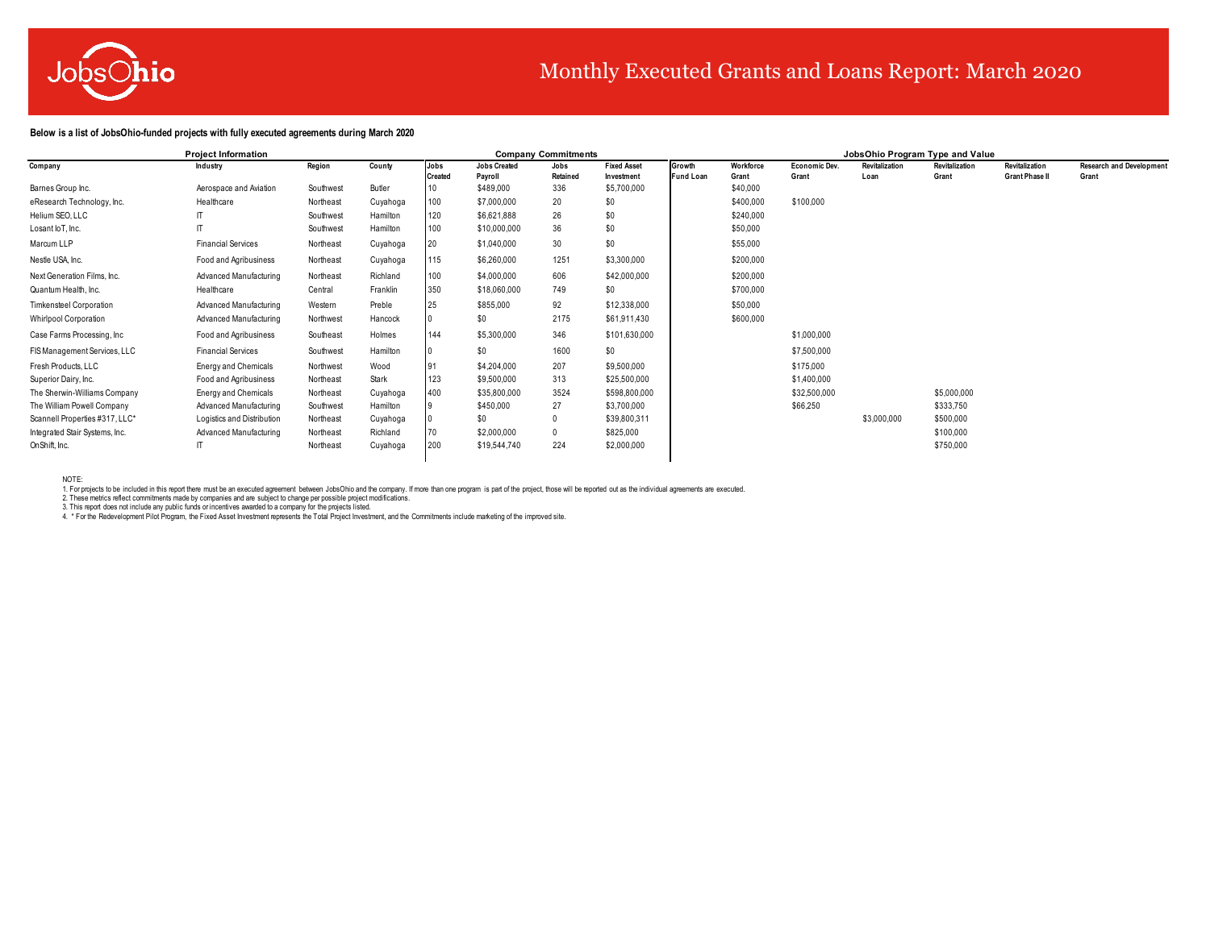# Monthly Executed Grants and Loans Report: March 2020

**Below is a list of JobsOhio-funded projects with fully executed agreements during March 2020**

| Project Information | | | | Company Commitments | | | | JobsOhio Program Type and Value | | | | | | |
|---|---|---|---|---|---|---|---|---|---|---|---|---|---|---|
| **Company** | **Industry** | **Region** | **County** | **Jobs Created** | **Jobs Created Payroll** | **Jobs Retained** | **Fixed Asset Investment** | **Growth Fund Loan** | **Workforce Grant** | **Economic Dev. Grant** | **Revitalization Loan** | **Revitalization Grant** | **Revitalization Grant Phase II** | **Research and Development Grant** |
| Barnes Group Inc. | Aerospace and Aviation | Southwest | Butler | 10 | $489,000 | 336 | $5,700,000 | | $40,000 | | | | | |
| eResearch Technology, Inc. | Healthcare | Northeast | Cuyahoga | 100 | $7,000,000 | 20 | $0 | | $400,000 | $100,000 | | | | |
| Helium SEO, LLC | IT | Southwest | Hamilton | 120 | $6,621,888 | 26 | $0 | | $240,000 | | | | | |
| Losant IoT, Inc. | IT | Southwest | Hamilton | 100 | $10,000,000 | 36 | $0 | | $50,000 | | | | | |
| Marcum LLP | Financial Services | Northeast | Cuyahoga | 20 | $1,040,000 | 30 | $0 | | $55,000 | | | | | |
| Nestle USA, Inc. | Food and Agribusiness | Northeast | Cuyahoga | 115 | $6,260,000 | 1251 | $3,300,000 | | $200,000 | | | | | |
| Next Generation Films, Inc. | Advanced Manufacturing | Northeast | Richland | 100 | $4,000,000 | 606 | $42,000,000 | | $200,000 | | | | | |
| Quantum Health, Inc. | Healthcare | Central | Franklin | 350 | $18,060,000 | 749 | $0 | | $700,000 | | | | | |
| Timkensteel Corporation | Advanced Manufacturing | Western | Preble | 25 | $855,000 | 92 | $12,338,000 | | $50,000 | | | | | |
| Whirlpool Corporation | Advanced Manufacturing | Northwest | Hancock | 0 | $0 | 2175 | $61,911,430 | | $600,000 | | | | | |
| Case Farms Processing, Inc | Food and Agribusiness | Southeast | Holmes | 144 | $5,300,000 | 346 | $101,630,000 | | | $1,000,000 | | | | |
| FIS Management Services, LLC | Financial Services | Southwest | Hamilton | 0 | $0 | 1600 | $0 | | | $7,500,000 | | | | |
| Fresh Products, LLC | Energy and Chemicals | Northwest | Wood | 91 | $4,204,000 | 207 | $9,500,000 | | | $175,000 | | | | |
| Superior Dairy, Inc. | Food and Agribusiness | Northeast | Stark | 123 | $9,500,000 | 313 | $25,500,000 | | | $1,400,000 | | | | |
| The Sherwin-Williams Company | Energy and Chemicals | Northeast | Cuyahoga | 400 | $35,800,000 | 3524 | $598,800,000 | | | $32,500,000 | | $5,000,000 | | |
| The William Powell Company | Advanced Manufacturing | Southwest | Hamilton | 9 | $450,000 | 27 | $3,700,000 | | | $66,250 | | $333,750 | | |
| Scannell Properties #317, LLC* | Logistics and Distribution | Northeast | Cuyahoga | 0 | $0 | 0 | $39,800,311 | | | | $3,000,000 | $500,000 | | |
| Integrated Stair Systems, Inc. | Advanced Manufacturing | Northeast | Richland | 70 | $2,000,000 | 0 | $825,000 | | | | | $100,000 | | |
| OnShift, Inc. | IT | Northeast | Cuyahoga | 200 | $19,544,740 | 224 | $2,000,000 | | | | | $750,000 | | |

NOTE:

1. For projects to be included in this report there must be an executed agreement between JobsOhio and the company. If more than one program is part of the project, those will be reported out as the individual agreements are executed.
2. These metrics reflect commitments made by companies and are subject to change per possible project modifications.
3. This report does not include any public funds or incentives awarded to a company for the projects listed.
4. * For the Redevelopment Pilot Program, the Fixed Asset Investment represents the Total Project Investment, and the Commitments include marketing of the improved site.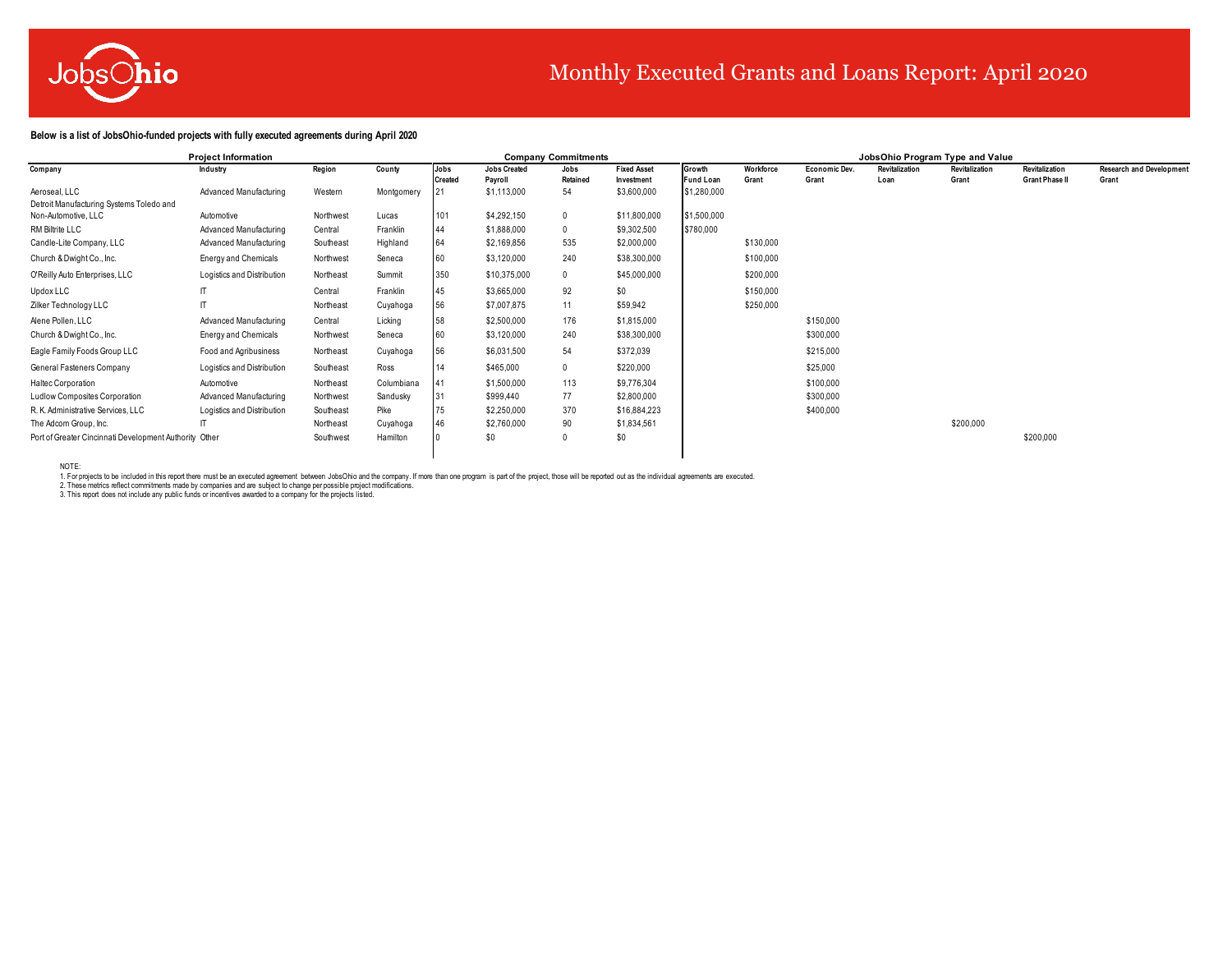# Monthly Executed Grants and Loans Report: April 2020

**Below is a list of JobsOhio-funded projects with fully executed agreements during April 2020**

| Project Information | | | | Company Commitments | | | | JobsOhio Program Type and Value | | | | | | |
|---|---|---|---|---|---|---|---|---|---|---|---|---|---|---|
| Company | Industry | Region | County | Jobs Created | Jobs Created Payroll | Jobs Retained | Fixed Asset Investment | Growth Fund Loan | Workforce Grant | Economic Dev. Grant | Revitalization Loan | Revitalization Grant | Revitalization Grant Phase II | Research and Development Grant |
| Aeroseal, LLC | Advanced Manufacturing | Western | Montgomery | 21 | $1,113,000 | 54 | $3,600,000 | $1,280,000 | | | | | | |
| Detroit Manufacturing Systems Toledo and Non-Automotive, LLC | Automotive | Northwest | Lucas | 101 | $4,292,150 | 0 | $11,800,000 | $1,500,000 | | | | | | |
| RM Biltrite LLC | Advanced Manufacturing | Central | Franklin | 44 | $1,888,000 | 0 | $9,302,500 | $780,000 | | | | | | |
| Candle-Lite Company, LLC | Advanced Manufacturing | Southeast | Highland | 64 | $2,169,856 | 535 | $2,000,000 | | $130,000 | | | | | |
| Church & Dwight Co., Inc. | Energy and Chemicals | Northwest | Seneca | 60 | $3,120,000 | 240 | $38,300,000 | | $100,000 | | | | | |
| O'Reilly Auto Enterprises, LLC | Logistics and Distribution | Northeast | Summit | 350 | $10,375,000 | 0 | $45,000,000 | | $200,000 | | | | | |
| Updox LLC | IT | Central | Franklin | 45 | $3,665,000 | 92 | $0 | | $150,000 | | | | | |
| Zilker Technology LLC | IT | Northeast | Cuyahoga | 56 | $7,007,875 | 11 | $59,942 | | $250,000 | | | | | |
| Alene Pollen, LLC | Advanced Manufacturing | Central | Licking | 58 | $2,500,000 | 176 | $1,815,000 | | | $150,000 | | | | |
| Church & Dwight Co., Inc. | Energy and Chemicals | Northwest | Seneca | 60 | $3,120,000 | 240 | $38,300,000 | | | $300,000 | | | | |
| Eagle Family Foods Group LLC | Food and Agribusiness | Northeast | Cuyahoga | 56 | $6,031,500 | 54 | $372,039 | | | $215,000 | | | | |
| General Fasteners Company | Logistics and Distribution | Southeast | Ross | 14 | $465,000 | 0 | $220,000 | | | $25,000 | | | | |
| Haltec Corporation | Automotive | Northeast | Columbiana | 41 | $1,500,000 | 113 | $9,776,304 | | | $100,000 | | | | |
| Ludlow Composites Corporation | Advanced Manufacturing | Northwest | Sandusky | 31 | $999,440 | 77 | $2,800,000 | | | $300,000 | | | | |
| R. K. Administrative Services, LLC | Logistics and Distribution | Southeast | Pike | 75 | $2,250,000 | 370 | $16,884,223 | | | $400,000 | | | | |
| The Adcom Group, Inc. | IT | Northeast | Cuyahoga | 46 | $2,760,000 | 90 | $1,834,561 | | | | | $200,000 | | |
| Port of Greater Cincinnati Development Authority | Other | Southwest | Hamilton | 0 | $0 | 0 | $0 | | | | | | $200,000 | |

NOTE:

1. For projects to be included in this report there must be an executed agreement between JobsOhio and the company. If more than one program is part of the project, those will be reported out as the individual agreements are executed.
2. These metrics reflect commitments made by companies and are subject to change per possible project modifications.
3. This report does not include any public funds or incentives awarded to a company for the projects listed.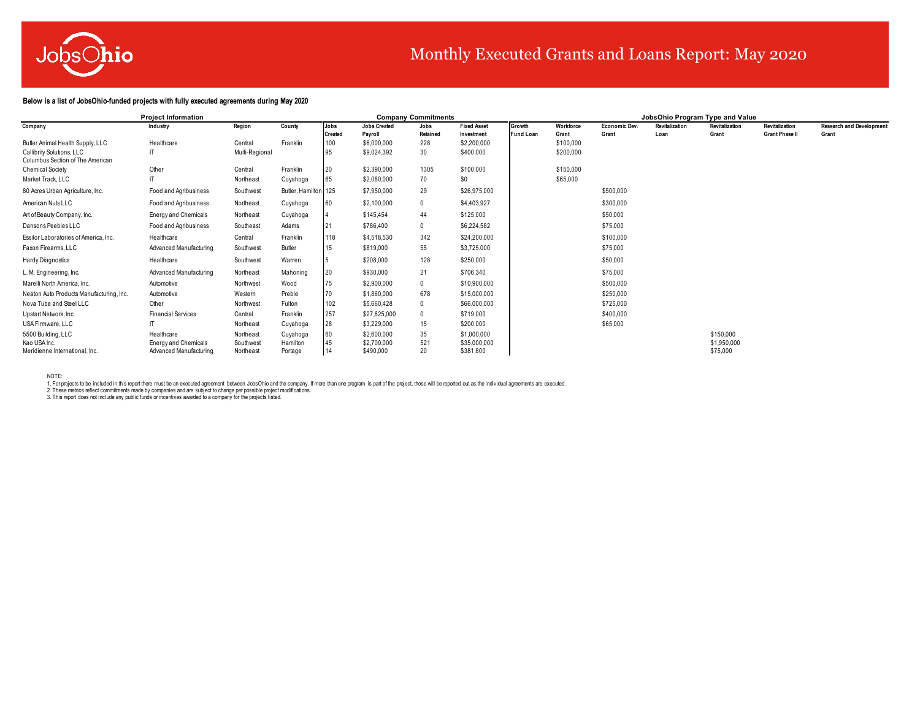# Monthly Executed Grants and Loans Report: May 2020

**Below is a list of JobsOhio-funded projects with fully executed agreements during May 2020**

| Project Information | | | | Company Commitments | | | | JobsOhio Program Type and Value | | | | | | |
|---|---|---|---|---|---|---|---|---|---|---|---|---|---|---|
| Company | Industry | Region | County | Jobs Created | Jobs Created Payroll | Jobs Retained | Fixed Asset Investment | Growth Fund Loan | Workforce Grant | Economic Dev. Grant | Revitalization Loan | Revitalization Grant | Revitalization Grant Phase II | Research and Development Grant |
| Butler Animal Health Supply, LLC | Healthcare | Central | Franklin | 100 | $6,000,000 | 228 | $2,200,000 | | $100,000 | | | | | |
| Callibrity Solutions, LLC | IT | Multi-Regional | | 95 | $9,024,392 | 30 | $400,000 | | $200,000 | | | | | |
| Columbus Section of The American Chemical Society | Other | Central | Franklin | 20 | $2,390,000 | 1305 | $100,000 | | $150,000 | | | | | |
| Market Track, LLC | IT | Northeast | Cuyahoga | 65 | $2,080,000 | 70 | $0 | | $65,000 | | | | | |
| 80 Acres Urban Agriculture, Inc. | Food and Agribusiness | Southwest | Butler, Hamilton | 125 | $7,950,000 | 29 | $26,975,000 | | | $500,000 | | | | |
| American Nuts LLC | Food and Agribusiness | Northeast | Cuyahoga | 60 | $2,100,000 | 0 | $4,403,927 | | | $300,000 | | | | |
| Art of Beauty Company, Inc. | Energy and Chemicals | Northeast | Cuyahoga | 4 | $145,454 | 44 | $125,000 | | | $50,000 | | | | |
| Dansons Peebles LLC | Food and Agribusiness | Southeast | Adams | 21 | $786,400 | 0 | $6,224,582 | | | $75,000 | | | | |
| Essilor Laboratories of America, Inc. | Healthcare | Central | Franklin | 118 | $4,518,530 | 342 | $24,200,000 | | | $100,000 | | | | |
| Faxon Firearms, LLC | Advanced Manufacturing | Southwest | Butler | 15 | $819,000 | 55 | $3,725,000 | | | $75,000 | | | | |
| Hardy Diagnostics | Healthcare | Southwest | Warren | 5 | $208,000 | 128 | $250,000 | | | $50,000 | | | | |
| L. M. Engineering, Inc. | Advanced Manufacturing | Northeast | Mahoning | 20 | $930,000 | 21 | $706,340 | | | $75,000 | | | | |
| Marelli North America, Inc. | Automotive | Northwest | Wood | 75 | $2,900,000 | 0 | $10,900,000 | | | $500,000 | | | | |
| Neaton Auto Products Manufacturing, Inc. | Automotive | Western | Preble | 70 | $1,860,000 | 678 | $15,000,000 | | | $250,000 | | | | |
| Nova Tube and Steel LLC | Other | Northwest | Fulton | 102 | $5,660,428 | 0 | $66,000,000 | | | $725,000 | | | | |
| Upstart Network, Inc. | Financial Services | Central | Franklin | 257 | $27,625,000 | 0 | $719,000 | | | $400,000 | | | | |
| USA Firmware, LLC | IT | Northeast | Cuyahoga | 28 | $3,229,000 | 15 | $200,000 | | | $65,000 | | | | |
| 5500 Building, LLC | Healthcare | Northeast | Cuyahoga | 60 | $2,600,000 | 35 | $1,000,000 | | | | | $150,000 | | |
| Kao USA Inc. | Energy and Chemicals | Southwest | Hamilton | 45 | $2,700,000 | 521 | $35,000,000 | | | | | $1,950,000 | | |
| Meridienne International, Inc. | Advanced Manufacturing | Northeast | Portage | 14 | $490,000 | 20 | $381,800 | | | | | $75,000 | | |

NOTE:

1. For projects to be included in this report there must be an executed agreement between JobsOhio and the company. If more than one program is part of the project, those will be reported out as the individual agreements are executed.
2. These metrics reflect commitments made by companies and are subject to change per possible project modifications.
3. This report does not include any public funds or incentives awarded to a company for the projects listed.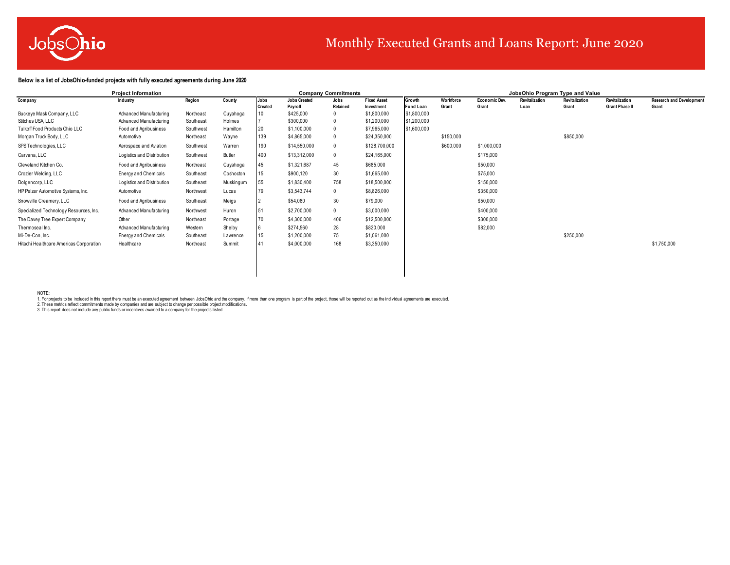# Monthly Executed Grants and Loans Report: June 2020

**Below is a list of JobsOhio-funded projects with fully executed agreements during June 2020**

| Project Information | | | | Company Commitments | | | | JobsOhio Program Type and Value | | | | | | |
|---|---|---|---|---|---|---|---|---|---|---|---|---|---|---|
| **Company** | **Industry** | **Region** | **County** | **Jobs Created** | **Jobs Created Payroll** | **Jobs Retained** | **Fixed Asset Investment** | **Growth Fund Loan** | **Workforce Grant** | **Economic Dev. Grant** | **Revitalization Loan** | **Revitalization Grant** | **Revitalization Grant Phase II** | **Research and Development Grant** |
| Buckeye Mask Company, LLC | Advanced Manufacturing | Northeast | Cuyahoga | 10 | $425,000 | 0 | $1,800,000 | $1,800,000 | | | | | | |
| Stitches USA, LLC | Advanced Manufacturing | Southeast | Holmes | 7 | $300,000 | 0 | $1,200,000 | $1,200,000 | | | | | | |
| Tulkoff Food Products Ohio LLC | Food and Agribusiness | Southwest | Hamilton | 20 | $1,100,000 | 0 | $7,965,000 | $1,600,000 | | | | | | |
| Morgan Truck Body, LLC | Automotive | Northeast | Wayne | 139 | $4,865,000 | 0 | $24,350,000 | | $150,000 | | | $850,000 | | |
| SPS Technologies, LLC | Aerospace and Aviation | Southwest | Warren | 190 | $14,550,000 | 0 | $128,700,000 | | $600,000 | $1,000,000 | | | | |
| Carvana, LLC | Logistics and Distribution | Southwest | Butler | 400 | $13,312,000 | 0 | $24,165,000 | | | $175,000 | | | | |
| Cleveland Kitchen Co. | Food and Agribusiness | Northeast | Cuyahoga | 45 | $1,321,687 | 45 | $685,000 | | | $50,000 | | | | |
| Crozier Welding, LLC | Energy and Chemicals | Southeast | Coshocton | 15 | $900,120 | 30 | $1,665,000 | | | $75,000 | | | | |
| Dolgencorp, LLC | Logistics and Distribution | Southeast | Muskingum | 55 | $1,830,400 | 758 | $18,500,000 | | | $150,000 | | | | |
| HP Pelzer Automotive Systems, Inc. | Automotive | Northwest | Lucas | 79 | $3,543,744 | 0 | $8,826,000 | | | $350,000 | | | | |
| Snowville Creamery, LLC | Food and Agribusiness | Southeast | Meigs | 2 | $54,080 | 30 | $79,000 | | | $50,000 | | | | |
| Specialized Technology Resources, Inc. | Advanced Manufacturing | Northwest | Huron | 51 | $2,700,000 | 0 | $3,000,000 | | | $400,000 | | | | |
| The Davey Tree Expert Company | Other | Northeast | Portage | 70 | $4,300,000 | 406 | $12,500,000 | | | $300,000 | | | | |
| Thermoseal Inc. | Advanced Manufacturing | Western | Shelby | 6 | $274,560 | 28 | $820,000 | | | $82,000 | | | | |
| Mi-De-Con, Inc. | Energy and Chemicals | Southeast | Lawrence | 15 | $1,200,000 | 75 | $1,061,000 | | | | | $250,000 | | |
| Hitachi Healthcare Americas Corporation | Healthcare | Northeast | Summit | 41 | $4,000,000 | 168 | $3,350,000 | | | | | | | $1,750,000 |

NOTE:
1. For projects to be included in this report there must be an executed agreement between JobsOhio and the company. If more than one program is part of the project, those will be reported out as the individual agreements are executed.
2. These metrics reflect commitments made by companies and are subject to change per possible project modifications.
3. This report does not include any public funds or incentives awarded to a company for the projects listed.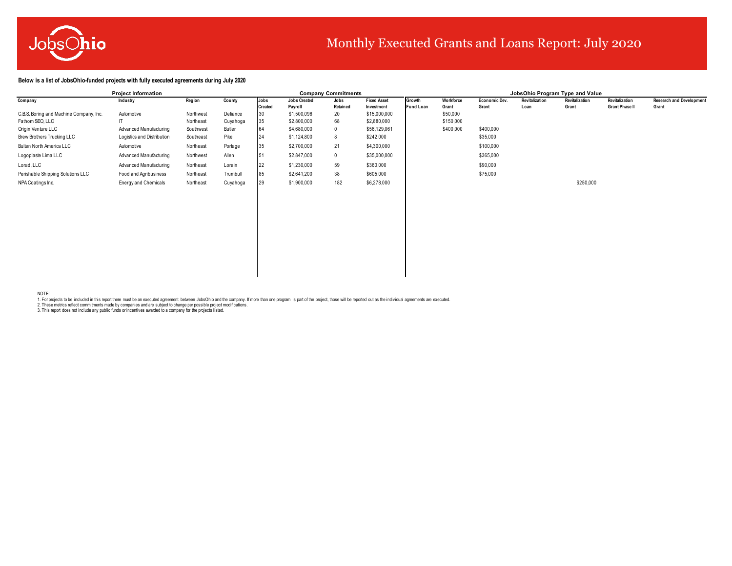# Monthly Executed Grants and Loans Report: July 2020

**Below is a list of JobsOhio-funded projects with fully executed agreements during July 2020**

| Project Information | | | | Company Commitments | | | | JobsOhio Program Type and Value | | | | | | |
|---|---|---|---|---|---|---|---|---|---|---|---|---|---|---|
| Company | Industry | Region | County | Jobs Created | Jobs Created Payroll | Jobs Retained | Fixed Asset Investment | Growth Fund Loan | Workforce Grant | Economic Dev. Grant | Revitalization Loan | Revitalization Grant | Revitalization Grant Phase II | Research and Development Grant |
| C.B.S. Boring and Machine Company, Inc. | Automotive | Northwest | Defiance | 30 | $1,500,096 | 20 | $15,000,000 | | $50,000 | | | | | |
| Fathom SEO, LLC | IT | Northeast | Cuyahoga | 35 | $2,800,000 | 68 | $2,880,000 | | $150,000 | | | | | |
| Origin Venture LLC | Advanced Manufacturing | Southwest | Butler | 64 | $4,680,000 | 0 | $56,129,061 | | $400,000 | $400,000 | | | | |
| Brew Brothers Trucking LLC | Logistics and Distribution | Southeast | Pike | 24 | $1,124,800 | 8 | $242,000 | | | $35,000 | | | | |
| Bulten North America LLC | Automotive | Northeast | Portage | 35 | $2,700,000 | 21 | $4,300,000 | | | $100,000 | | | | |
| Logoplaste Lima LLC | Advanced Manufacturing | Northwest | Allen | 51 | $2,847,000 | 0 | $35,000,000 | | | $365,000 | | | | |
| Lorad, LLC | Advanced Manufacturing | Northeast | Lorain | 22 | $1,230,000 | 59 | $360,000 | | | $90,000 | | | | |
| Perishable Shipping Solutions LLC | Food and Agribusiness | Northeast | Trumbull | 85 | $2,641,200 | 38 | $605,000 | | | $75,000 | | | | |
| NPA Coatings Inc. | Energy and Chemicals | Northeast | Cuyahoga | 29 | $1,900,000 | 182 | $6,278,000 | | | | | $250,000 | | |

NOTE:

1. For projects to be included in this report there must be an executed agreement between JobsOhio and the company. If more than one program is part of the project, those will be reported out as the individual agreements are executed.
2. These metrics reflect commitments made by companies and are subject to change per possible project modifications.
3. This report does not include any public funds or incentives awarded to a company for the projects listed.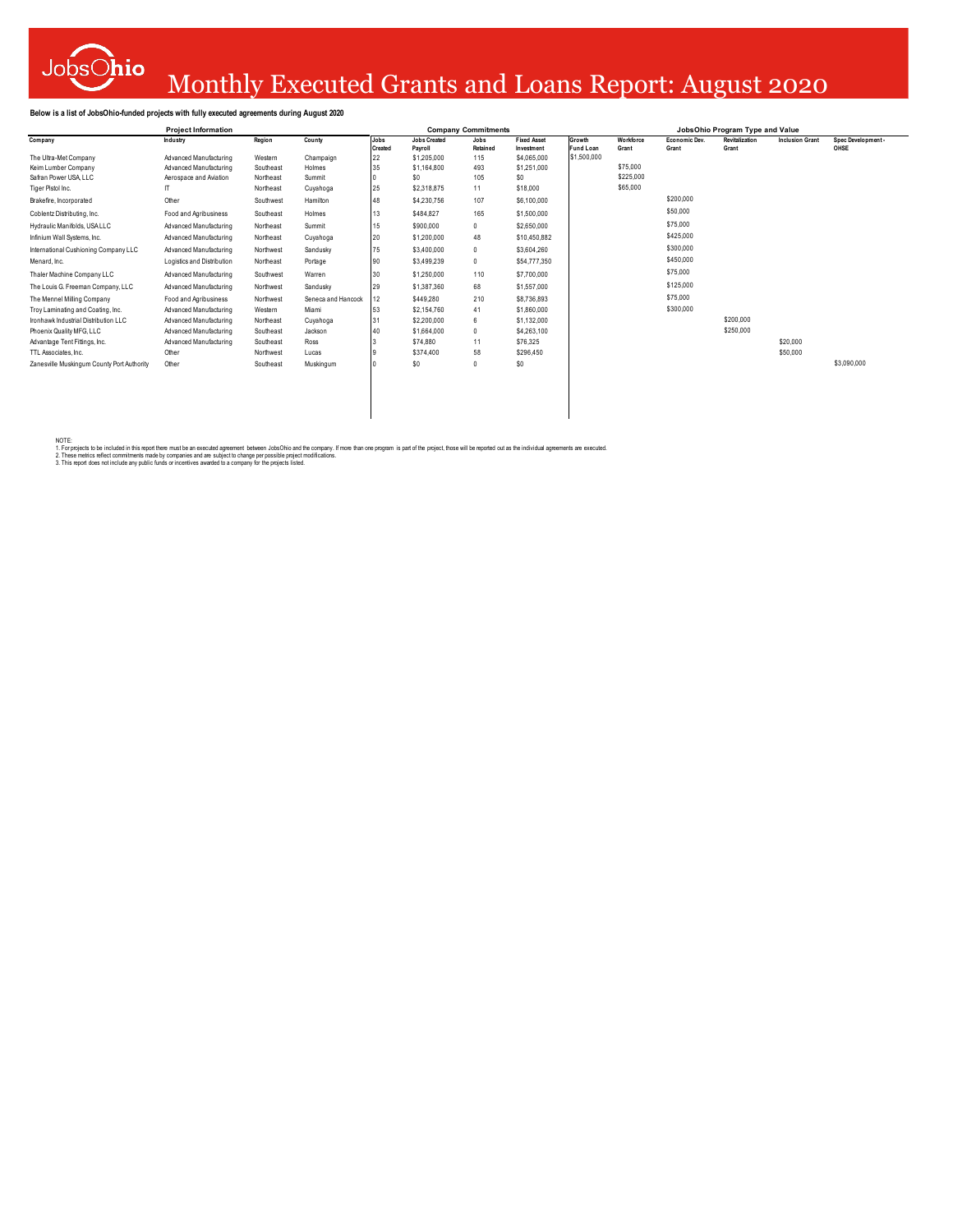# Monthly Executed Grants and Loans Report: August 2020

**Below is a list of JobsOhio-funded projects with fully executed agreements during August 2020**

| Project Information | | | | Company Commitments | | | | JobsOhio Program Type and Value | | | | | |
|---|---|---|---|---|---|---|---|---|---|---|---|---|---|
| **Company** | **Industry** | **Region** | **County** | **Jobs Created** | **Jobs Created Payroll** | **Jobs Retained** | **Fixed Asset Investment** | **Growth Fund Loan** | **Workforce Grant** | **Economic Dev. Grant** | **Revitalization Grant** | **Inclusion Grant** | **Spec Development - OHSE** |
| The Ultra-Met Company | Advanced Manufacturing | Western | Champaign | 22 | $1,205,000 | 115 | $4,065,000 | $1,500,000 | | | | | |
| Keim Lumber Company | Advanced Manufacturing | Southeast | Holmes | 35 | $1,164,800 | 493 | $1,251,000 | | $75,000 | | | | |
| Safran Power USA, LLC | Aerospace and Aviation | Northeast | Summit | 0 | $0 | 105 | $0 | | $225,000 | | | | |
| Tiger Pistol Inc. | IT | Northeast | Cuyahoga | 25 | $2,318,875 | 11 | $18,000 | | $65,000 | | | | |
| Brakefire, Incorporated | Other | Southwest | Hamilton | 48 | $4,230,756 | 107 | $6,100,000 | | | $200,000 | | | |
| Coblentz Distributing, Inc. | Food and Agribusiness | Southeast | Holmes | 13 | $484,827 | 165 | $1,500,000 | | | $50,000 | | | |
| Hydraulic Manifolds, USA LLC | Advanced Manufacturing | Northeast | Summit | 15 | $900,000 | 0 | $2,650,000 | | | $75,000 | | | |
| Infinium Wall Systems, Inc. | Advanced Manufacturing | Northeast | Cuyahoga | 20 | $1,200,000 | 48 | $10,450,882 | | | $425,000 | | | |
| International Cushioning Company LLC | Advanced Manufacturing | Northwest | Sandusky | 75 | $3,400,000 | 0 | $3,604,260 | | | $300,000 | | | |
| Menard, Inc. | Logistics and Distribution | Northeast | Portage | 90 | $3,499,239 | 0 | $54,777,350 | | | $450,000 | | | |
| Thaler Machine Company LLC | Advanced Manufacturing | Southwest | Warren | 30 | $1,250,000 | 110 | $7,700,000 | | | $75,000 | | | |
| The Louis G. Freeman Company, LLC | Advanced Manufacturing | Northwest | Sandusky | 29 | $1,387,360 | 68 | $1,557,000 | | | $125,000 | | | |
| The Mennel Milling Company | Food and Agribusiness | Northwest | Seneca and Hancock | 12 | $449,280 | 210 | $8,736,893 | | | $75,000 | | | |
| Troy Laminating and Coating, Inc. | Advanced Manufacturing | Western | Miami | 53 | $2,154,760 | 41 | $1,860,000 | | | $300,000 | | | |
| Ironhawk Industrial Distribution LLC | Advanced Manufacturing | Northeast | Cuyahoga | 31 | $2,200,000 | 6 | $1,132,000 | | | | $200,000 | | |
| Phoenix Quality MFG, LLC | Advanced Manufacturing | Southeast | Jackson | 40 | $1,664,000 | 0 | $4,263,100 | | | | $250,000 | | |
| Advantage Tent Fittings, Inc. | Advanced Manufacturing | Southeast | Ross | 3 | $74,880 | 11 | $76,325 | | | | | $20,000 | |
| TTL Associates, Inc. | Other | Northwest | Lucas | 9 | $374,400 | 58 | $296,450 | | | | | $50,000 | |
| Zanesville Muskingum County Port Authority | Other | Southeast | Muskingum | 0 | $0 | 0 | $0 | | | | | | $3,090,000 |

NOTE:
1. For projects to be included in this report there must be an executed agreement between JobsOhio and the company. If more than one program is part of the project, those will be reported out as the individual agreements are executed.
2. These metrics reflect commitments made by companies and are subject to change per possible project modifications.
3. This report does not include any public funds or incentives awarded to a company for the projects listed.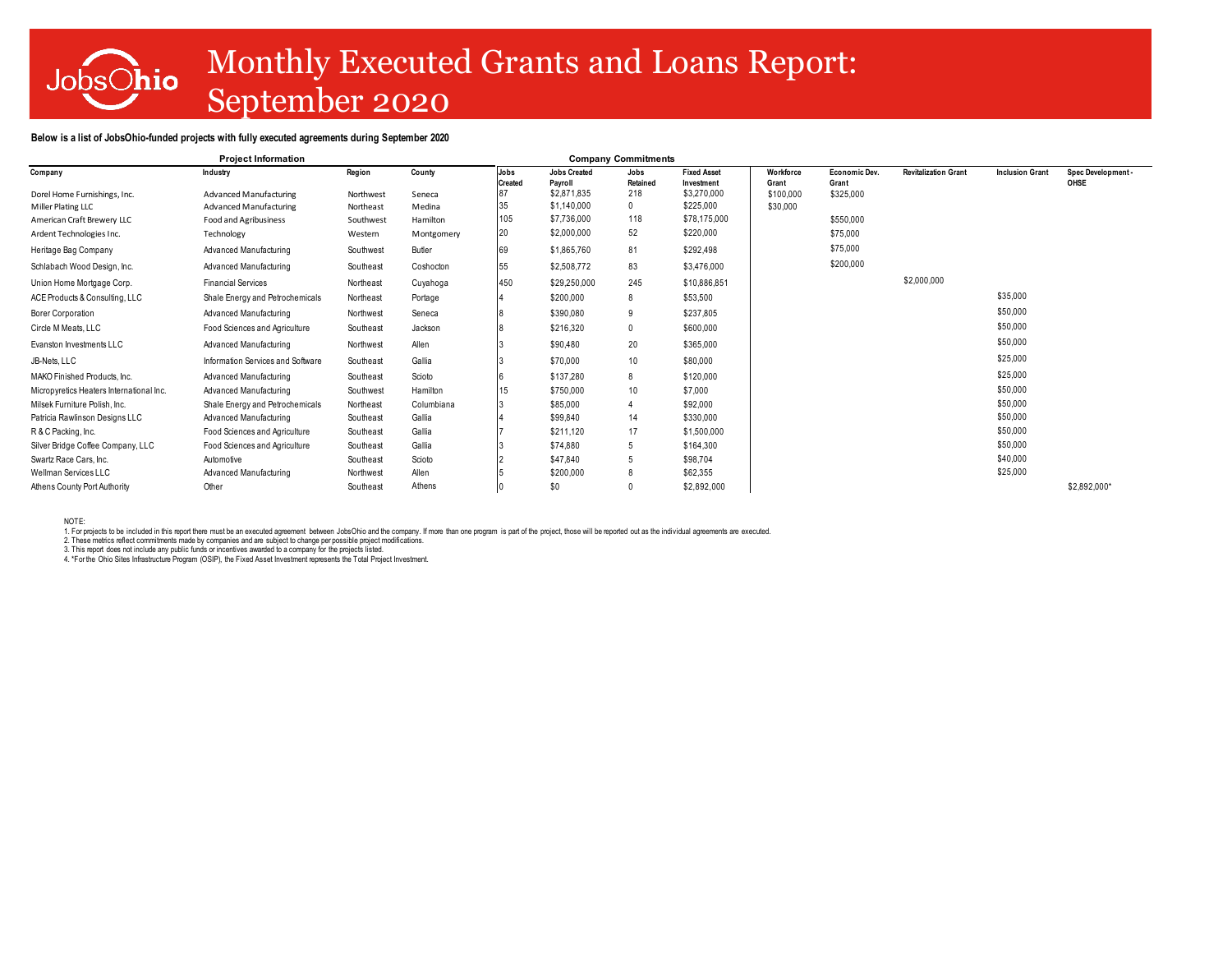# Monthly Executed Grants and Loans Report: September 2020

**Below is a list of JobsOhio-funded projects with fully executed agreements during September 2020**

| Project Information | | | | Company Commitments | | | | | | | | |
|---|---|---|---|---|---|---|---|---|---|---|---|---|
| **Company** | **Industry** | **Region** | **County** | **Jobs Created** | **Jobs Created Payroll** | **Jobs Retained** | **Fixed Asset Investment** | **Workforce Grant** | **Economic Dev. Grant** | **Revitalization Grant** | **Inclusion Grant** | **Spec Development - OHSE** |
| Dorel Home Furnishings, Inc. | Advanced Manufacturing | Northwest | Seneca | 87 | $2,871,835 | 218 | $3,270,000 | $100,000 | $325,000 | | | |
| Miller Plating LLC | Advanced Manufacturing | Northeast | Medina | 35 | $1,140,000 | 0 | $225,000 | $30,000 | | | | |
| American Craft Brewery LLC | Food and Agribusiness | Southwest | Hamilton | 105 | $7,736,000 | 118 | $78,175,000 | | $550,000 | | | |
| Ardent Technologies Inc. | Technology | Western | Montgomery | 20 | $2,000,000 | 52 | $220,000 | | $75,000 | | | |
| Heritage Bag Company | Advanced Manufacturing | Southwest | Butler | 69 | $1,865,760 | 81 | $292,498 | | $75,000 | | | |
| Schlabach Wood Design, Inc. | Advanced Manufacturing | Southeast | Coshocton | 55 | $2,508,772 | 83 | $3,476,000 | | $200,000 | | | |
| Union Home Mortgage Corp. | Financial Services | Northeast | Cuyahoga | 450 | $29,250,000 | 245 | $10,886,851 | | | $2,000,000 | | |
| ACE Products & Consulting, LLC | Shale Energy and Petrochemicals | Northeast | Portage | 4 | $200,000 | 8 | $53,500 | | | | $35,000 | |
| Borer Corporation | Advanced Manufacturing | Northwest | Seneca | 8 | $390,080 | 9 | $237,805 | | | | $50,000 | |
| Circle M Meats, LLC | Food Sciences and Agriculture | Southeast | Jackson | 8 | $216,320 | 0 | $600,000 | | | | $50,000 | |
| Evanston Investments LLC | Advanced Manufacturing | Northwest | Allen | 3 | $90,480 | 20 | $365,000 | | | | $50,000 | |
| JB-Nets, LLC | Information Services and Software | Southeast | Gallia | 3 | $70,000 | 10 | $80,000 | | | | $25,000 | |
| MAKO Finished Products, Inc. | Advanced Manufacturing | Southeast | Scioto | 6 | $137,280 | 8 | $120,000 | | | | $25,000 | |
| Micropyretics Heaters International Inc. | Advanced Manufacturing | Southwest | Hamilton | 15 | $750,000 | 10 | $7,000 | | | | $50,000 | |
| Milsek Furniture Polish, Inc. | Shale Energy and Petrochemicals | Northeast | Columbiana | 3 | $85,000 | 4 | $92,000 | | | | $50,000 | |
| Patricia Rawlinson Designs LLC | Advanced Manufacturing | Southeast | Gallia | 4 | $99,840 | 14 | $330,000 | | | | $50,000 | |
| R & C Packing, Inc. | Food Sciences and Agriculture | Southeast | Gallia | 7 | $211,120 | 17 | $1,500,000 | | | | $50,000 | |
| Silver Bridge Coffee Company, LLC | Food Sciences and Agriculture | Southeast | Gallia | 3 | $74,880 | 5 | $164,300 | | | | $50,000 | |
| Swartz Race Cars, Inc. | Automotive | Southeast | Scioto | 2 | $47,840 | 5 | $98,704 | | | | $40,000 | |
| Wellman Services LLC | Advanced Manufacturing | Northwest | Allen | 5 | $200,000 | 8 | $62,355 | | | | $25,000 | |
| Athens County Port Authority | Other | Southeast | Athens | 0 | $0 | 0 | $2,892,000 | | | | | $2,892,000* |

NOTE:

1. For projects to be included in this report there must be an executed agreement between JobsOhio and the company. If more than one program is part of the project, those will be reported out as the individual agreements are executed.
2. These metrics reflect commitments made by companies and are subject to change per possible project modifications.
3. This report does not include any public funds or incentives awarded to a company for the projects listed.
4. *For the Ohio Sites Infrastructure Program (OSIP), the Fixed Asset Investment represents the Total Project Investment.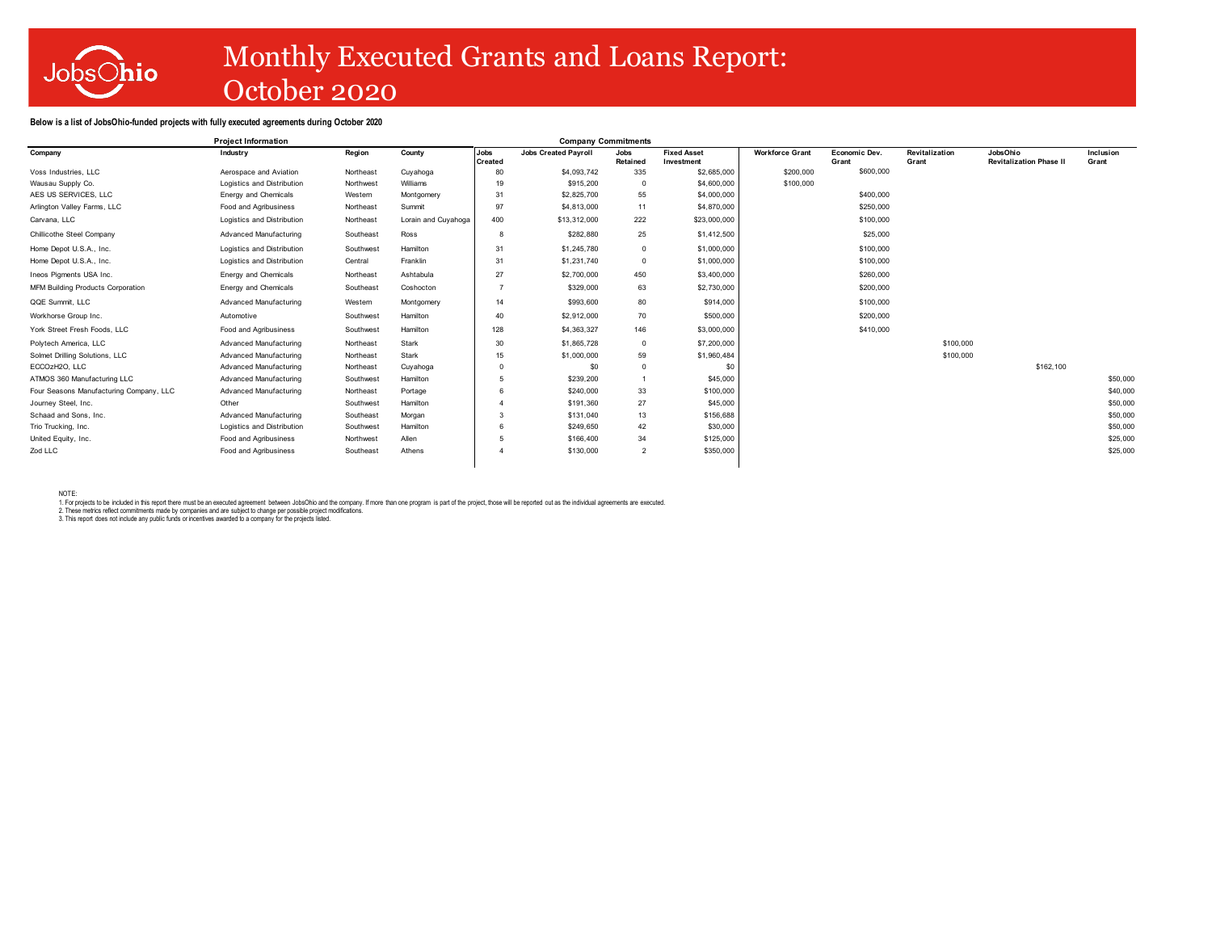# Monthly Executed Grants and Loans Report: October 2020

**Below is a list of JobsOhio-funded projects with fully executed agreements during October 2020**

| Project Information | | | | Company Commitments | | | | | | | | |
|---|---|---|---|---|---|---|---|---|---|---|---|---|
| Company | Industry | Region | County | Jobs Created | Jobs Created Payroll | Jobs Retained | Fixed Asset Investment | Workforce Grant | Economic Dev. Grant | Revitalization Grant | JobsOhio Revitalization Phase II | Inclusion Grant |
| Voss Industries, LLC | Aerospace and Aviation | Northeast | Cuyahoga | 80 | $4,093,742 | 335 | $2,685,000 | $200,000 | $600,000 | | | |
| Wausau Supply Co. | Logistics and Distribution | Northwest | Williams | 19 | $915,200 | 0 | $4,600,000 | $100,000 | | | | |
| AES US SERVICES, LLC | Energy and Chemicals | Western | Montgomery | 31 | $2,825,700 | 55 | $4,000,000 | | $400,000 | | | |
| Arlington Valley Farms, LLC | Food and Agribusiness | Northeast | Summit | 97 | $4,813,000 | 11 | $4,870,000 | | $250,000 | | | |
| Carvana, LLC | Logistics and Distribution | Northeast | Lorain and Cuyahoga | 400 | $13,312,000 | 222 | $23,000,000 | | $100,000 | | | |
| Chillicothe Steel Company | Advanced Manufacturing | Southeast | Ross | 8 | $282,880 | 25 | $1,412,500 | | $25,000 | | | |
| Home Depot U.S.A., Inc. | Logistics and Distribution | Southwest | Hamilton | 31 | $1,245,780 | 0 | $1,000,000 | | $100,000 | | | |
| Home Depot U.S.A., Inc. | Logistics and Distribution | Central | Franklin | 31 | $1,231,740 | 0 | $1,000,000 | | $100,000 | | | |
| Ineos Pigments USA Inc. | Energy and Chemicals | Northeast | Ashtabula | 27 | $2,700,000 | 450 | $3,400,000 | | $260,000 | | | |
| MFM Building Products Corporation | Energy and Chemicals | Southeast | Coshocton | 7 | $329,000 | 63 | $2,730,000 | | $200,000 | | | |
| QQE Summit, LLC | Advanced Manufacturing | Western | Montgomery | 14 | $993,600 | 80 | $914,000 | | $100,000 | | | |
| Workhorse Group Inc. | Automotive | Southwest | Hamilton | 40 | $2,912,000 | 70 | $500,000 | | $200,000 | | | |
| York Street Fresh Foods, LLC | Food and Agribusiness | Southwest | Hamilton | 128 | $4,363,327 | 146 | $3,000,000 | | $410,000 | | | |
| Polytech America, LLC | Advanced Manufacturing | Northeast | Stark | 30 | $1,865,728 | 0 | $7,200,000 | | | $100,000 | | |
| Solmet Drilling Solutions, LLC | Advanced Manufacturing | Northeast | Stark | 15 | $1,000,000 | 59 | $1,960,484 | | | $100,000 | | |
| ECCOzH2O, LLC | Advanced Manufacturing | Northeast | Cuyahoga | 0 | $0 | 0 | $0 | | | | $162,100 | |
| ATMOS 360 Manufacturing LLC | Advanced Manufacturing | Southwest | Hamilton | 5 | $239,200 | 1 | $45,000 | | | | | $50,000 |
| Four Seasons Manufacturing Company, LLC | Advanced Manufacturing | Northeast | Portage | 6 | $240,000 | 33 | $100,000 | | | | | $40,000 |
| Journey Steel, Inc. | Other | Southwest | Hamilton | 4 | $191,360 | 27 | $45,000 | | | | | $50,000 |
| Schaad and Sons, Inc. | Advanced Manufacturing | Southeast | Morgan | 3 | $131,040 | 13 | $156,688 | | | | | $50,000 |
| Trio Trucking, Inc. | Logistics and Distribution | Southwest | Hamilton | 6 | $249,650 | 42 | $30,000 | | | | | $50,000 |
| United Equity, Inc. | Food and Agribusiness | Northwest | Allen | 5 | $166,400 | 34 | $125,000 | | | | | $25,000 |
| Zod LLC | Food and Agribusiness | Southeast | Athens | 4 | $130,000 | 2 | $350,000 | | | | | $25,000 |

NOTE:

1. For projects to be included in this report there must be an executed agreement between JobsOhio and the company. If more than one program is part of the project, those will be reported out as the individual agreements are executed.
2. These metrics reflect commitments made by companies and are subject to change per possible project modifications.
3. This report does not include any public funds or incentives awarded to a company for the projects listed.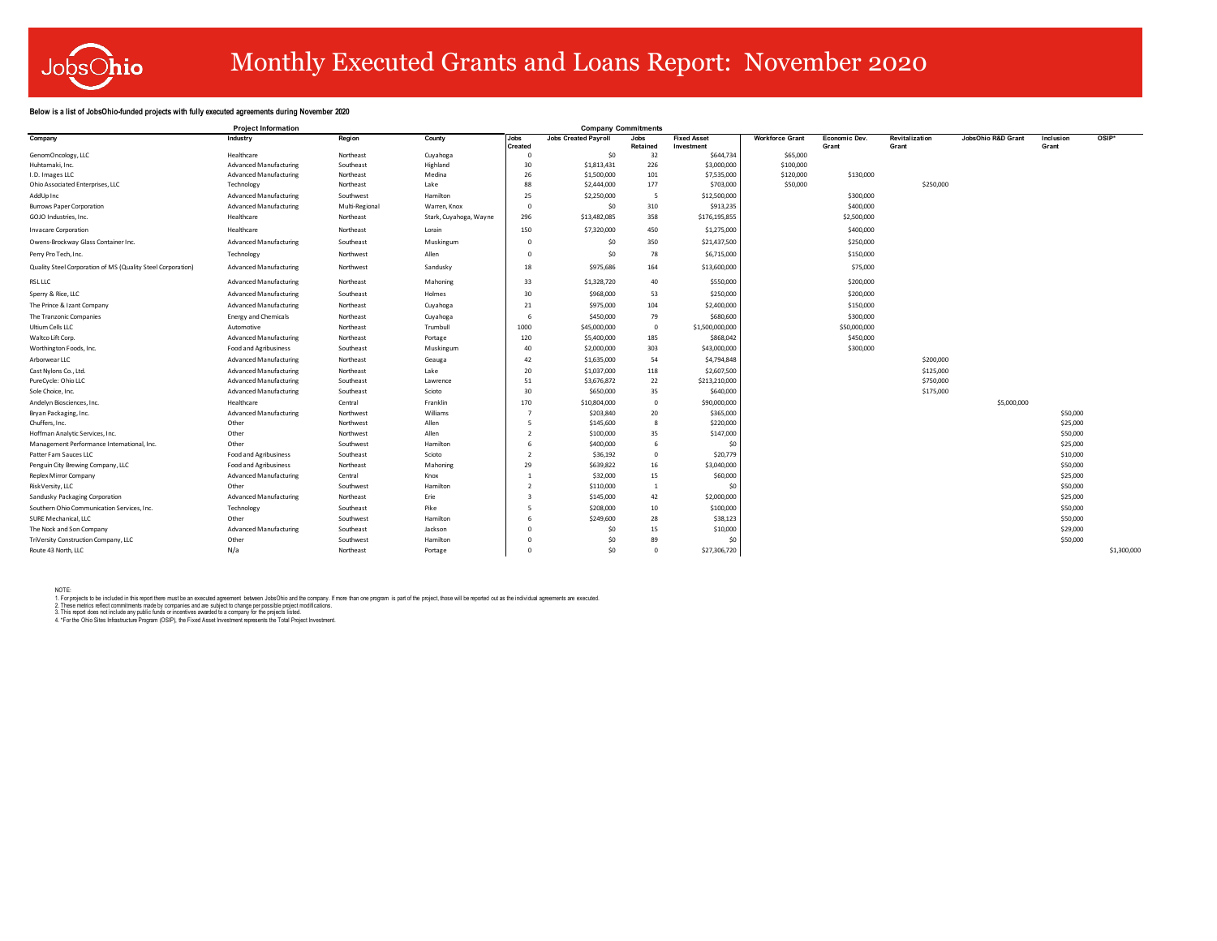# Monthly Executed Grants and Loans Report: November 2020

**Below is a list of JobsOhio-funded projects with fully executed agreements during November 2020**

| Project Information | | | | Company Commitments | | | | | | | | | |
|---|---|---|---|---|---|---|---|---|---|---|---|---|---|
| Company | Industry | Region | County | Jobs Created | Jobs Created Payroll | Jobs Retained | Fixed Asset Investment | Workforce Grant | Economic Dev. Grant | Revitalization Grant | JobsOhio R&D Grant | Inclusion Grant | OSIP* |
| GenomOncology, LLC | Healthcare | Northeast | Cuyahoga | 0 | $0 | 32 | $644,734 | $65,000 | | | | | |
| Huhtamaki, Inc. | Advanced Manufacturing | Southeast | Highland | 30 | $1,813,431 | 226 | $3,000,000 | $100,000 | | | | | |
| I.D. Images LLC | Advanced Manufacturing | Northeast | Medina | 26 | $1,500,000 | 101 | $7,535,000 | $120,000 | $130,000 | | | | |
| Ohio Associated Enterprises, LLC | Technology | Northeast | Lake | 88 | $2,444,000 | 177 | $703,000 | $50,000 | | $250,000 | | | |
| AddUp Inc | Advanced Manufacturing | Southwest | Hamilton | 25 | $2,250,000 | 5 | $12,500,000 | | $300,000 | | | | |
| Burrows Paper Corporation | Advanced Manufacturing | Multi-Regional | Warren, Knox | 0 | $0 | 310 | $913,235 | | $400,000 | | | | |
| GOJO Industries, Inc. | Healthcare | Northeast | Stark, Cuyahoga, Wayne | 296 | $13,482,085 | 358 | $176,195,855 | | $2,500,000 | | | | |
| Invacare Corporation | Healthcare | Northeast | Lorain | 150 | $7,320,000 | 450 | $1,275,000 | | $400,000 | | | | |
| Owens-Brockway Glass Container Inc. | Advanced Manufacturing | Southeast | Muskingum | 0 | $0 | 350 | $21,437,500 | | $250,000 | | | | |
| Perry Pro Tech, Inc. | Technology | Northwest | Allen | 0 | $0 | 78 | $6,715,000 | | $150,000 | | | | |
| Quality Steel Corporation of MS (Quality Steel Corporation) | Advanced Manufacturing | Northwest | Sandusky | 18 | $975,686 | 164 | $13,600,000 | | $75,000 | | | | |
| RSL LLC | Advanced Manufacturing | Northeast | Mahoning | 33 | $1,328,720 | 40 | $550,000 | | $200,000 | | | | |
| Sperry & Rice, LLC | Advanced Manufacturing | Southeast | Holmes | 30 | $968,000 | 53 | $250,000 | | $200,000 | | | | |
| The Prince & Izant Company | Advanced Manufacturing | Northeast | Cuyahoga | 21 | $975,000 | 104 | $2,400,000 | | $150,000 | | | | |
| The Tranzonic Companies | Energy and Chemicals | Northeast | Cuyahoga | 6 | $450,000 | 79 | $680,600 | | $300,000 | | | | |
| Ultium Cells LLC | Automotive | Northeast | Trumbull | 1000 | $45,000,000 | 0 | $1,500,000,000 | | $50,000,000 | | | | |
| Waltco Lift Corp. | Advanced Manufacturing | Northeast | Portage | 120 | $5,400,000 | 185 | $868,042 | | $450,000 | | | | |
| Worthington Foods, Inc. | Food and Agribusiness | Southeast | Muskingum | 40 | $2,000,000 | 303 | $43,000,000 | | $300,000 | | | | |
| Arborwear LLC | Advanced Manufacturing | Northeast | Geauga | 42 | $1,635,000 | 54 | $4,794,848 | | | $200,000 | | | |
| Cast Nylons Co., Ltd. | Advanced Manufacturing | Northeast | Lake | 20 | $1,037,000 | 118 | $2,607,500 | | | $125,000 | | | |
| PureCycle: Ohio LLC | Advanced Manufacturing | Southeast | Lawrence | 51 | $3,676,872 | 22 | $213,210,000 | | | $750,000 | | | |
| Sole Choice, Inc. | Advanced Manufacturing | Southeast | Scioto | 30 | $650,000 | 35 | $640,000 | | | $175,000 | | | |
| Andelyn Biosciences, Inc. | Healthcare | Central | Franklin | 170 | $10,804,000 | 0 | $90,000,000 | | | | $5,000,000 | | |
| Bryan Packaging, Inc. | Advanced Manufacturing | Northwest | Williams | 7 | $203,840 | 20 | $365,000 | | | | | $50,000 | |
| Chuffers, Inc. | Other | Northwest | Allen | 5 | $145,600 | 8 | $220,000 | | | | | $25,000 | |
| Hoffman Analytic Services, Inc. | Other | Northwest | Allen | 2 | $100,000 | 35 | $147,000 | | | | | $50,000 | |
| Management Performance International, Inc. | Other | Southwest | Hamilton | 6 | $400,000 | 6 | $0 | | | | | $25,000 | |
| Patter Farm Sauces LLC | Food and Agribusiness | Southeast | Scioto | 2 | $36,192 | 0 | $20,779 | | | | | $10,000 | |
| Penguin City Brewing Company, LLC | Food and Agribusiness | Northeast | Mahoning | 29 | $639,822 | 16 | $3,040,000 | | | | | $50,000 | |
| Replex Mirror Company | Advanced Manufacturing | Central | Knox | 1 | $32,000 | 15 | $60,000 | | | | | $25,000 | |
| RiskVersity, LLC | Other | Southwest | Hamilton | 2 | $110,000 | 1 | $0 | | | | | $50,000 | |
| Sandusky Packaging Corporation | Advanced Manufacturing | Northeast | Erie | 3 | $145,000 | 42 | $2,000,000 | | | | | $25,000 | |
| Southern Ohio Communication Services, Inc. | Technology | Southeast | Pike | 5 | $208,000 | 10 | $100,000 | | | | | $50,000 | |
| SURE Mechanical, LLC | Other | Southwest | Hamilton | 6 | $249,600 | 28 | $38,123 | | | | | $50,000 | |
| The Nock and Son Company | Advanced Manufacturing | Southeast | Jackson | 0 | $0 | 15 | $10,000 | | | | | $29,000 | |
| TriVersity Construction Company, LLC | Other | Southwest | Hamilton | 0 | $0 | 89 | $0 | | | | | $50,000 | |
| Route 43 North, LLC | N/a | Northeast | Portage | 0 | $0 | 0 | $27,306,720 | | | | | | $1,300,000 |

NOTE:

1. For projects to be included in this report there must be an executed agreement between JobsOhio and the company. If more than one program is part of the project, those will be reported out as the individual agreements are executed.
2. These metrics reflect commitments made by companies and are subject to change per possible project modifications.
3. This report does not include any public funds or incentives awarded to a company for the projects listed.
4. *For the Ohio Sites Infrastructure Program (OSIP), the Fixed Asset Investment represents the Total Project Investment.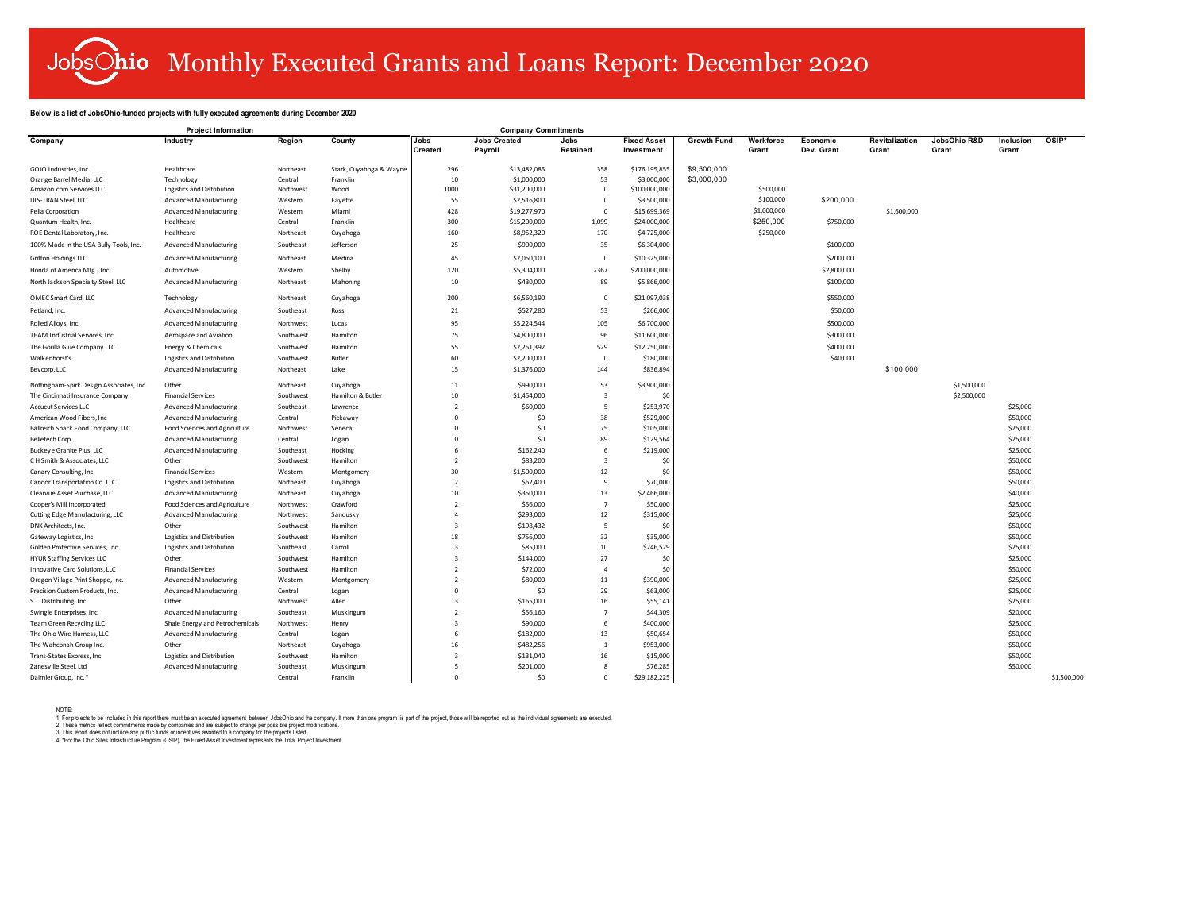# JobsOhio Monthly Executed Grants and Loans Report: December 2020

**Below is a list of JobsOhio-funded projects with fully executed agreements during December 2020**

| Project Information | | | | Company Commitments | | | | | | | | | | | |
|---|---|---|---|---|---|---|---|---|---|---|---|---|---|---|---|
| Company | Industry | Region | County | Jobs Created | Jobs Created Payroll | Jobs Retained | Fixed Asset Investment | Growth Fund | Workforce Grant | Economic Dev. Grant | Revitalization Grant | JobsOhio R&D Grant | Inclusion Grant | OSIP* |
| GOJO Industries, Inc. | Healthcare | Northeast | Stark, Cuyahoga & Wayne | 296 | $13,482,085 | 358 | $176,195,855 | $9,500,000 | | | | | | |
| Orange Barrel Media, LLC | Technology | Central | Franklin | 10 | $1,000,000 | 53 | $3,000,000 | $3,000,000 | | | | | | |
| Amazon.com Services LLC | Logistics and Distribution | Northwest | Wood | 1000 | $31,200,000 | 0 | $100,000,000 | | $500,000 | | | | | |
| DIS-TRAN Steel, LLC | Advanced Manufacturing | Western | Fayette | 55 | $2,516,800 | 0 | $3,500,000 | | $100,000 | $200,000 | | | | |
| Pella Corporation | Advanced Manufacturing | Western | Miami | 428 | $19,277,970 | 0 | $15,699,369 | | $1,000,000 | | $1,600,000 | | | |
| Quantum Health, Inc. | Healthcare | Central | Franklin | 300 | $15,200,000 | 1,099 | $24,000,000 | | $250,000 | $750,000 | | | | |
| ROE Dental Laboratory, Inc. | Healthcare | Northeast | Cuyahoga | 160 | $8,952,320 | 170 | $4,725,000 | | $250,000 | | | | | |
| 100% Made in the USA Bully Tools, Inc. | Advanced Manufacturing | Southeast | Jefferson | 25 | $900,000 | 35 | $6,304,000 | | | $100,000 | | | | |
| Griffon Holdings LLC | Advanced Manufacturing | Northeast | Medina | 45 | $2,050,100 | 0 | $10,325,000 | | | $200,000 | | | | |
| Honda of America Mfg., Inc. | Automotive | Western | Shelby | 120 | $5,304,000 | 2367 | $200,000,000 | | | $2,800,000 | | | | |
| North Jackson Specialty Steel, LLC | Advanced Manufacturing | Northeast | Mahoning | 10 | $430,000 | 89 | $5,866,000 | | | $100,000 | | | | |
| OMEC Smart Card, LLC | Technology | Northeast | Cuyahoga | 200 | $6,560,190 | 0 | $21,097,038 | | | $550,000 | | | | |
| Petland, Inc. | Advanced Manufacturing | Southeast | Ross | 21 | $527,280 | 53 | $266,000 | | | $50,000 | | | | |
| Rolled Alloys, Inc. | Advanced Manufacturing | Northwest | Lucas | 95 | $5,224,544 | 105 | $6,700,000 | | | $500,000 | | | | |
| TEAM Industrial Services, Inc. | Aerospace and Aviation | Southwest | Hamilton | 75 | $4,800,000 | 96 | $11,600,000 | | | $300,000 | | | | |
| The Gorilla Glue Company LLC | Energy & Chemicals | Southwest | Hamilton | 55 | $2,251,392 | 529 | $12,250,000 | | | $400,000 | | | | |
| Walkenhorst's | Logistics and Distribution | Southwest | Butler | 60 | $2,200,000 | 0 | $180,000 | | | $40,000 | | | | |
| Bevcorp, LLC | Advanced Manufacturing | Northeast | Lake | 15 | $1,376,000 | 144 | $836,894 | | | | $100,000 | | | |
| Nottingham-Spirk Design Associates, Inc. | Other | Northeast | Cuyahoga | 11 | $990,000 | 53 | $3,900,000 | | | | | $1,500,000 | | |
| The Cincinnati Insurance Company | Financial Services | Southwest | Hamilton & Butler | 10 | $1,454,000 | 3 | $0 | | | | | $2,500,000 | | |
| Accucut Services LLC | Advanced Manufacturing | Southeast | Lawrence | 2 | $60,000 | 5 | $253,970 | | | | | | $25,000 | |
| American Wood Fibers, Inc | Advanced Manufacturing | Central | Pickaway | 0 | $0 | 38 | $529,000 | | | | | | $50,000 | |
| Ballreich Snack Food Company, LLC | Food Sciences and Agriculture | Northwest | Seneca | 0 | $0 | 75 | $105,000 | | | | | | $25,000 | |
| Belletech Corp. | Advanced Manufacturing | Central | Logan | 0 | $0 | 89 | $129,564 | | | | | | $25,000 | |
| Buckeye Granite Plus, LLC | Advanced Manufacturing | Southeast | Hocking | 6 | $162,240 | 6 | $219,000 | | | | | | $25,000 | |
| C H Smith & Associates, LLC | Other | Southwest | Hamilton | 2 | $83,200 | 3 | $0 | | | | | | $50,000 | |
| Canary Consulting, Inc. | Financial Services | Western | Montgomery | 30 | $1,500,000 | 12 | $0 | | | | | | $50,000 | |
| Candor Transportation Co. LLC | Logistics and Distribution | Northeast | Cuyahoga | 2 | $62,400 | 9 | $70,000 | | | | | | $50,000 | |
| Clearvue Asset Purchase, LLC. | Advanced Manufacturing | Northeast | Cuyahoga | 10 | $350,000 | 13 | $2,466,000 | | | | | | $40,000 | |
| Cooper's Mill Incorporated | Food Sciences and Agriculture | Northwest | Crawford | 2 | $56,000 | 7 | $50,000 | | | | | | $25,000 | |
| Cutting Edge Manufacturing, LLC | Advanced Manufacturing | Northwest | Sandusky | 4 | $293,000 | 12 | $315,000 | | | | | | $25,000 | |
| DNK Architects, Inc. | Other | Southwest | Hamilton | 3 | $198,432 | 5 | $0 | | | | | | $50,000 | |
| Gateway Logistics, Inc. | Logistics and Distribution | Southwest | Hamilton | 18 | $756,000 | 32 | $35,000 | | | | | | $50,000 | |
| Golden Protective Services, Inc. | Logistics and Distribution | Southeast | Carroll | 3 | $85,000 | 10 | $246,529 | | | | | | $25,000 | |
| HYUR Staffing Services LLC | Other | Southwest | Hamilton | 3 | $144,000 | 27 | $0 | | | | | | $25,000 | |
| Innovative Card Solutions, LLC | Financial Services | Southwest | Hamilton | 2 | $72,000 | 4 | $0 | | | | | | $50,000 | |
| Oregon Village Print Shoppe, Inc. | Advanced Manufacturing | Western | Montgomery | 2 | $80,000 | 11 | $390,000 | | | | | | $25,000 | |
| Precision Custom Products, Inc. | Advanced Manufacturing | Central | Logan | 0 | $0 | 29 | $63,000 | | | | | | $25,000 | |
| S.I. Distributing, Inc. | Other | Northwest | Allen | 3 | $165,000 | 16 | $55,141 | | | | | | $25,000 | |
| Swingle Enterprises, Inc. | Advanced Manufacturing | Southeast | Muskingum | 2 | $56,160 | 7 | $44,309 | | | | | | $20,000 | |
| Team Green Recycling LLC | Shale Energy and Petrochemicals | Northwest | Henry | 3 | $90,000 | 6 | $400,000 | | | | | | $25,000 | |
| The Ohio Wire Harness, LLC | Advanced Manufacturing | Central | Logan | 6 | $182,000 | 13 | $50,654 | | | | | | $50,000 | |
| The Wahconah Group Inc. | Other | Northeast | Cuyahoga | 16 | $482,256 | 1 | $953,000 | | | | | | $50,000 | |
| Trans-States Express, Inc | Logistics and Distribution | Southwest | Hamilton | 3 | $131,040 | 16 | $15,000 | | | | | | $50,000 | |
| Zanesville Steel, Ltd | Advanced Manufacturing | Southeast | Muskingum | 5 | $201,000 | 8 | $76,285 | | | | | | $50,000 | |
| Daimler Group, Inc.* | | Central | Franklin | 0 | $0 | 0 | $29,182,225 | | | | | | | $1,500,000 |

NOTE:
1. For projects to be included in this report there must be an executed agreement between JobsOhio and the company. If more than one program is part of the project, those will be reported out as the individual agreements are executed.
2. These metrics reflect commitments made by companies and are subject to change per possible project modifications.
3. This report does not include any public funds or incentives awarded to a company for the projects listed.
4. *For the Ohio Sites Infrastructure Program (OSIP), the Fixed Asset Investment represents the Total Project Investment.